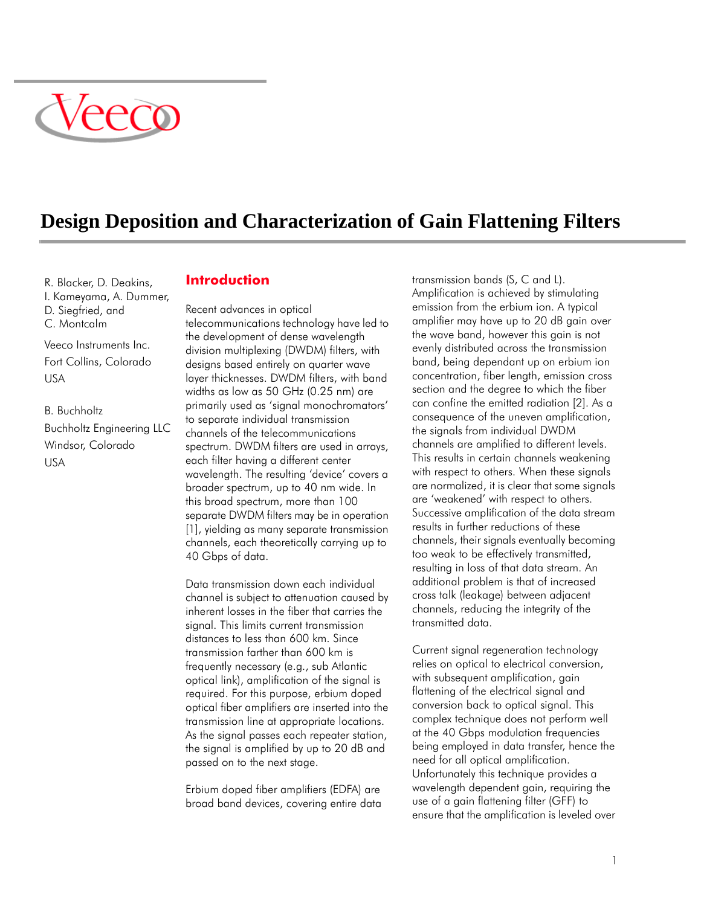Veeco

# Design Deposition and Characterization of Gain Flattening Filters

R. Blacker, D. Deakins, I. Kameyama, A. Dummer, D. Siegfried, and C. Montcalm

Veeco Instruments Inc.
Fort Collins, Colorado
USA

B. Buchholtz
Buchholtz Engineering LLC
Windsor, Colorado
USA

## Introduction

Recent advances in optical telecommunications technology have led to the development of dense wavelength division multiplexing (DWDM) filters, with designs based entirely on quarter wave layer thicknesses. DWDM filters, with band widths as low as 50 GHz (0.25 nm) are primarily used as 'signal monochromators' to separate individual transmission channels of the telecommunications spectrum. DWDM filters are used in arrays, each filter having a different center wavelength. The resulting 'device' covers a broader spectrum, up to 40 nm wide. In this broad spectrum, more than 100 separate DWDM filters may be in operation [1], yielding as many separate transmission channels, each theoretically carrying up to 40 Gbps of data.

Data transmission down each individual channel is subject to attenuation caused by inherent losses in the fiber that carries the signal. This limits current transmission distances to less than 600 km. Since transmission farther than 600 km is frequently necessary (e.g., sub Atlantic optical link), amplification of the signal is required. For this purpose, erbium doped optical fiber amplifiers are inserted into the transmission line at appropriate locations. As the signal passes each repeater station, the signal is amplified by up to 20 dB and passed on to the next stage.

Erbium doped fiber amplifiers (EDFA) are broad band devices, covering entire data transmission bands (S, C and L). Amplification is achieved by stimulating emission from the erbium ion. A typical amplifier may have up to 20 dB gain over the wave band, however this gain is not evenly distributed across the transmission band, being dependant up on erbium ion concentration, fiber length, emission cross section and the degree to which the fiber can confine the emitted radiation [2]. As a consequence of the uneven amplification, the signals from individual DWDM channels are amplified to different levels. This results in certain channels weakening with respect to others. When these signals are normalized, it is clear that some signals are 'weakened' with respect to others. Successive amplification of the data stream results in further reductions of these channels, their signals eventually becoming too weak to be effectively transmitted, resulting in loss of that data stream. An additional problem is that of increased cross talk (leakage) between adjacent channels, reducing the integrity of the transmitted data.

Current signal regeneration technology relies on optical to electrical conversion, with subsequent amplification, gain flattening of the electrical signal and conversion back to optical signal. This complex technique does not perform well at the 40 Gbps modulation frequencies being employed in data transfer, hence the need for all optical amplification. Unfortunately this technique provides a wavelength dependent gain, requiring the use of a gain flattening filter (GFF) to ensure that the amplification is leveled over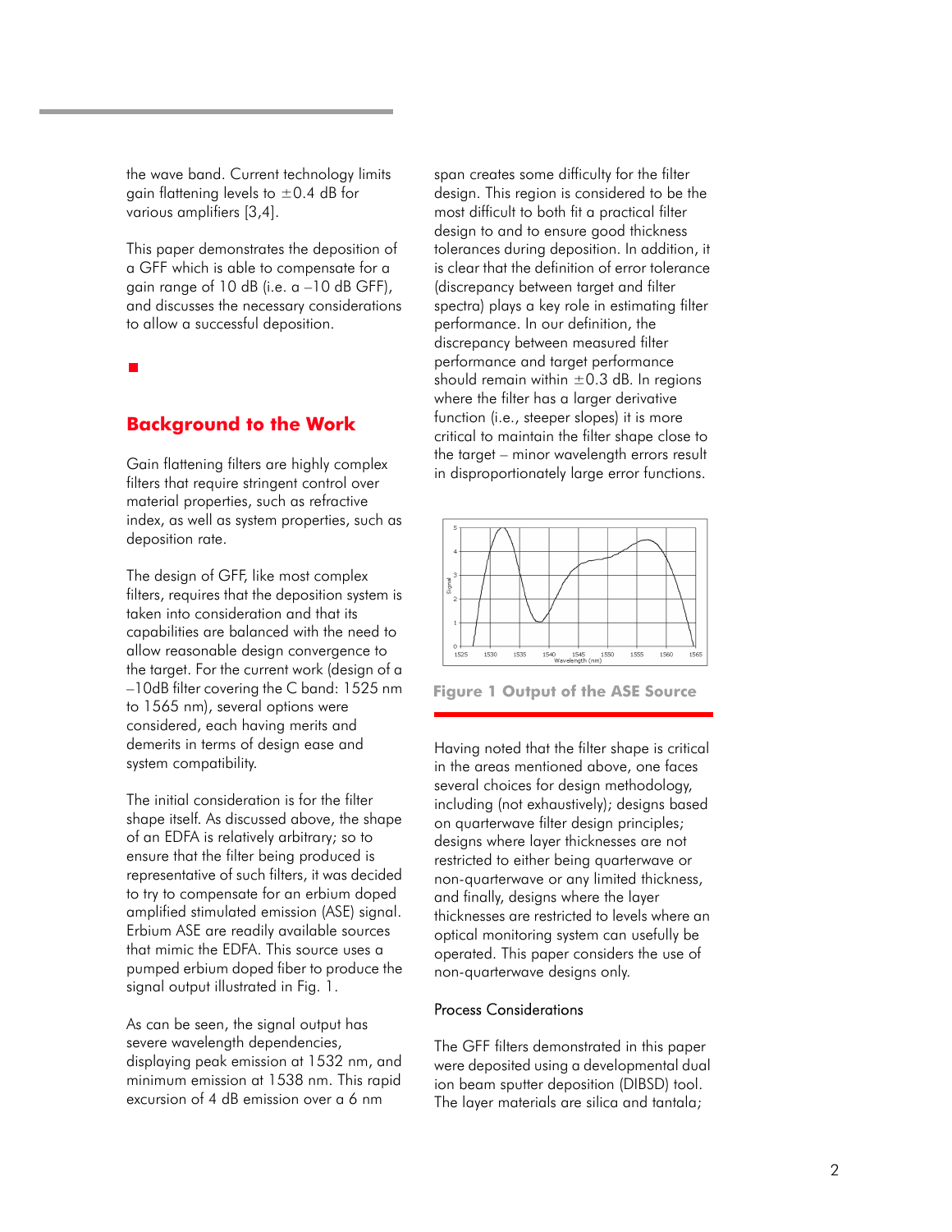the wave band. Current technology limits gain flattening levels to ±0.4 dB for various amplifiers [3,4].

This paper demonstrates the deposition of a GFF which is able to compensate for a gain range of 10 dB (i.e. a –10 dB GFF), and discusses the necessary considerations to allow a successful deposition.

## Background to the Work

Gain flattening filters are highly complex filters that require stringent control over material properties, such as refractive index, as well as system properties, such as deposition rate.

The design of GFF, like most complex filters, requires that the deposition system is taken into consideration and that its capabilities are balanced with the need to allow reasonable design convergence to the target. For the current work (design of a –10dB filter covering the C band: 1525 nm to 1565 nm), several options were considered, each having merits and demerits in terms of design ease and system compatibility.

The initial consideration is for the filter shape itself. As discussed above, the shape of an EDFA is relatively arbitrary; so to ensure that the filter being produced is representative of such filters, it was decided to try to compensate for an erbium doped amplified stimulated emission (ASE) signal. Erbium ASE are readily available sources that mimic the EDFA. This source uses a pumped erbium doped fiber to produce the signal output illustrated in Fig. 1.

As can be seen, the signal output has severe wavelength dependencies, displaying peak emission at 1532 nm, and minimum emission at 1538 nm. This rapid excursion of 4 dB emission over a 6 nm span creates some difficulty for the filter design. This region is considered to be the most difficult to both fit a practical filter design to and to ensure good thickness tolerances during deposition. In addition, it is clear that the definition of error tolerance (discrepancy between target and filter spectra) plays a key role in estimating filter performance. In our definition, the discrepancy between measured filter performance and target performance should remain within ±0.3 dB. In regions where the filter has a larger derivative function (i.e., steeper slopes) it is more critical to maintain the filter shape close to the target – minor wavelength errors result in disproportionately large error functions.

**Figure 1 Output of the ASE Source**

Having noted that the filter shape is critical in the areas mentioned above, one faces several choices for design methodology, including (not exhaustively); designs based on quarterwave filter design principles; designs where layer thicknesses are not restricted to either being quarterwave or non-quarterwave or any limited thickness, and finally, designs where the layer thicknesses are restricted to levels where an optical monitoring system can usefully be operated. This paper considers the use of non-quarterwave designs only.

### Process Considerations

The GFF filters demonstrated in this paper were deposited using a developmental dual ion beam sputter deposition (DIBSD) tool. The layer materials are silica and tantala;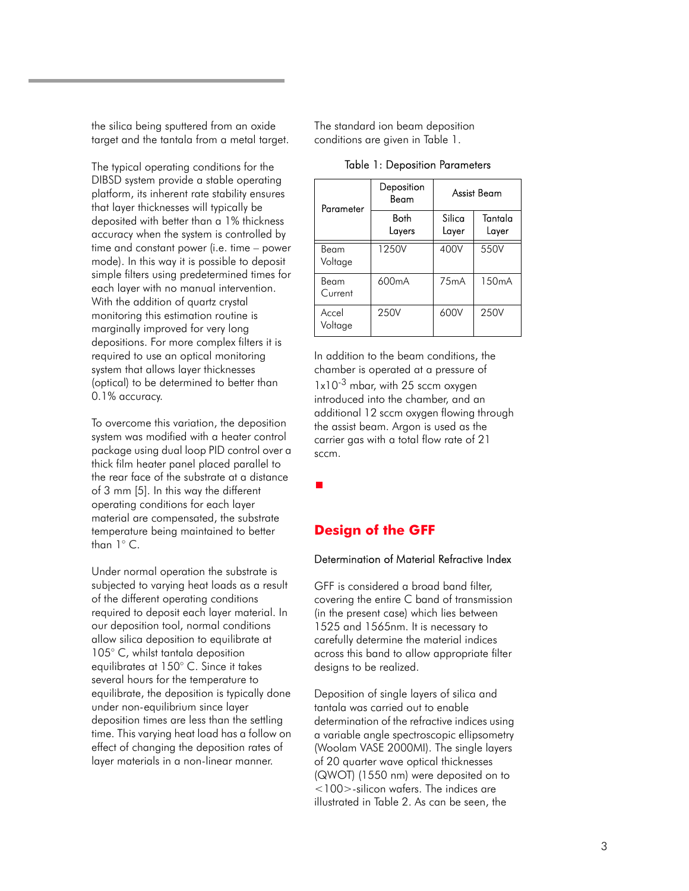the silica being sputtered from an oxide target and the tantala from a metal target.

The typical operating conditions for the DIBSD system provide a stable operating platform, its inherent rate stability ensures that layer thicknesses will typically be deposited with better than a 1% thickness accuracy when the system is controlled by time and constant power (i.e. time – power mode). In this way it is possible to deposit simple filters using predetermined times for each layer with no manual intervention. With the addition of quartz crystal monitoring this estimation routine is marginally improved for very long depositions. For more complex filters it is required to use an optical monitoring system that allows layer thicknesses (optical) to be determined to better than 0.1% accuracy.

To overcome this variation, the deposition system was modified with a heater control package using dual loop PID control over a thick film heater panel placed parallel to the rear face of the substrate at a distance of 3 mm [5]. In this way the different operating conditions for each layer material are compensated, the substrate temperature being maintained to better than 1° C.

Under normal operation the substrate is subjected to varying heat loads as a result of the different operating conditions required to deposit each layer material. In our deposition tool, normal conditions allow silica deposition to equilibrate at 105° C, whilst tantala deposition equilibrates at 150° C. Since it takes several hours for the temperature to equilibrate, the deposition is typically done under non-equilibrium since layer deposition times are less than the settling time. This varying heat load has a follow on effect of changing the deposition rates of layer materials in a non-linear manner.

The standard ion beam deposition conditions are given in Table 1.

Table 1: Deposition Parameters

| Parameter | Deposition Beam | Assist Beam | |
|---|---|---|---|
| | Both Layers | Silica Layer | Tantala Layer |
| Beam Voltage | 1250V | 400V | 550V |
| Beam Current | 600mA | 75mA | 150mA |
| Accel Voltage | 250V | 600V | 250V |

In addition to the beam conditions, the chamber is operated at a pressure of $1 \times 10^{-3}$ mbar, with 25 sccm oxygen introduced into the chamber, and an additional 12 sccm oxygen flowing through the assist beam. Argon is used as the carrier gas with a total flow rate of 21 sccm.

## Design of the GFF

### Determination of Material Refractive Index

GFF is considered a broad band filter, covering the entire C band of transmission (in the present case) which lies between 1525 and 1565nm. It is necessary to carefully determine the material indices across this band to allow appropriate filter designs to be realized.

Deposition of single layers of silica and tantala was carried out to enable determination of the refractive indices using a variable angle spectroscopic ellipsometry (Woolam VASE 2000MI). The single layers of 20 quarter wave optical thicknesses (QWOT) (1550 nm) were deposited on to <100>-silicon wafers. The indices are illustrated in Table 2. As can be seen, the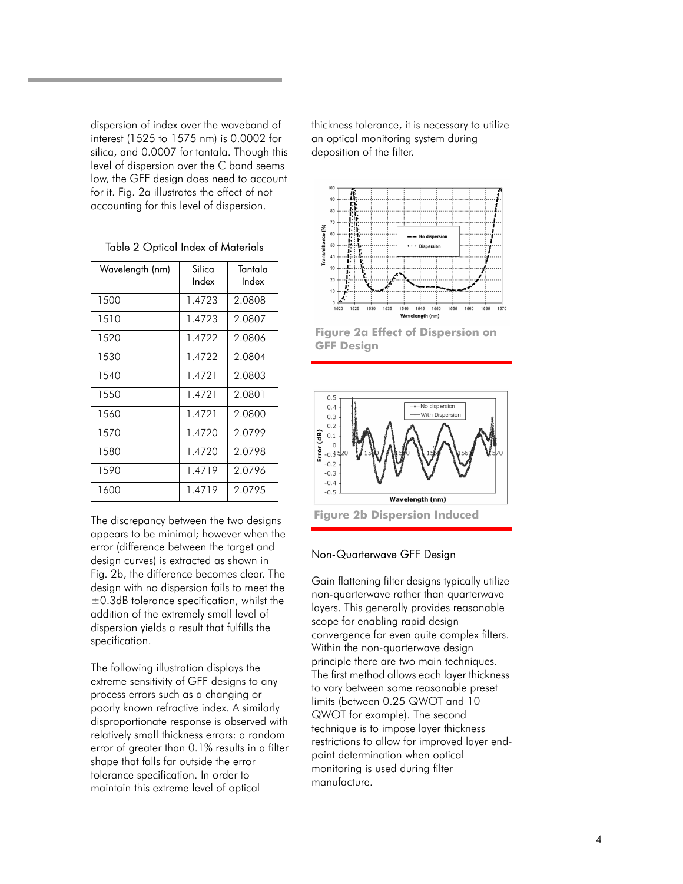dispersion of index over the waveband of interest (1525 to 1575 nm) is 0.0002 for silica, and 0.0007 for tantala. Though this level of dispersion over the C band seems low, the GFF design does need to account for it. Fig. 2a illustrates the effect of not accounting for this level of dispersion.

Table 2 Optical Index of Materials

| Wavelength (nm) | Silica Index | Tantala Index |
|---|---|---|
| 1500 | 1.4723 | 2.0808 |
| 1510 | 1.4723 | 2.0807 |
| 1520 | 1.4722 | 2.0806 |
| 1530 | 1.4722 | 2.0804 |
| 1540 | 1.4721 | 2.0803 |
| 1550 | 1.4721 | 2.0801 |
| 1560 | 1.4721 | 2.0800 |
| 1570 | 1.4720 | 2.0799 |
| 1580 | 1.4720 | 2.0798 |
| 1590 | 1.4719 | 2.0796 |
| 1600 | 1.4719 | 2.0795 |

The discrepancy between the two designs appears to be minimal; however when the error (difference between the target and design curves) is extracted as shown in Fig. 2b, the difference becomes clear. The design with no dispersion fails to meet the ±0.3dB tolerance specification, whilst the addition of the extremely small level of dispersion yields a result that fulfills the specification.

The following illustration displays the extreme sensitivity of GFF designs to any process errors such as a changing or poorly known refractive index. A similarly disproportionate response is observed with relatively small thickness errors: a random error of greater than 0.1% results in a filter shape that falls far outside the error tolerance specification. In order to maintain this extreme level of optical thickness tolerance, it is necessary to utilize an optical monitoring system during deposition of the filter.

**Figure 2a Effect of Dispersion on GFF Design**

**Figure 2b Dispersion Induced**

## Non-Quarterwave GFF Design

Gain flattening filter designs typically utilize non-quarterwave rather than quarterwave layers. This generally provides reasonable scope for enabling rapid design convergence for even quite complex filters. Within the non-quarterwave design principle there are two main techniques. The first method allows each layer thickness to vary between some reasonable preset limits (between 0.25 QWOT and 10 QWOT for example). The second technique is to impose layer thickness restrictions to allow for improved layer end-point determination when optical monitoring is used during filter manufacture.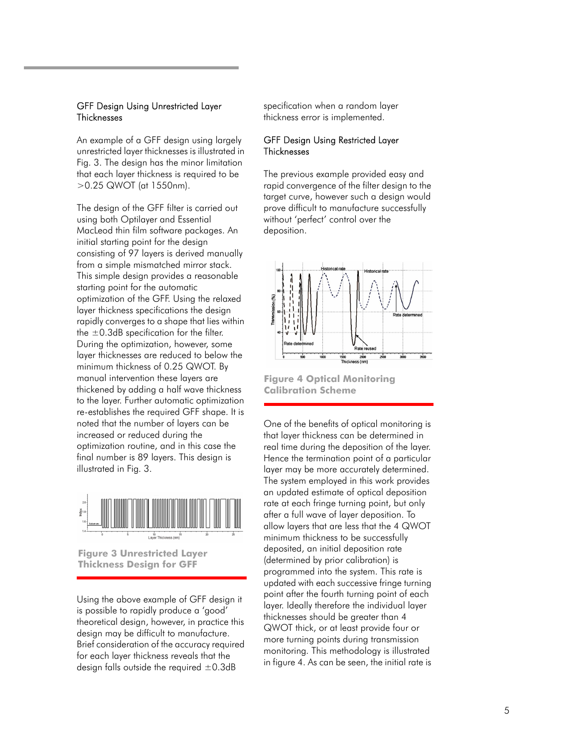### GFF Design Using Unrestricted Layer Thicknesses

An example of a GFF design using largely unrestricted layer thicknesses is illustrated in Fig. 3. The design has the minor limitation that each layer thickness is required to be >0.25 QWOT (at 1550nm).

The design of the GFF filter is carried out using both Optilayer and Essential MacLeod thin film software packages. An initial starting point for the design consisting of 97 layers is derived manually from a simple mismatched mirror stack. This simple design provides a reasonable starting point for the automatic optimization of the GFF. Using the relaxed layer thickness specifications the design rapidly converges to a shape that lies within the ±0.3dB specification for the filter. During the optimization, however, some layer thicknesses are reduced to below the minimum thickness of 0.25 QWOT. By manual intervention these layers are thickened by adding a half wave thickness to the layer. Further automatic optimization re-establishes the required GFF shape. It is noted that the number of layers can be increased or reduced during the optimization routine, and in this case the final number is 89 layers. This design is illustrated in Fig. 3.

**Figure 3 Unrestricted Layer Thickness Design for GFF**

Using the above example of GFF design it is possible to rapidly produce a 'good' theoretical design, however, in practice this design may be difficult to manufacture. Brief consideration of the accuracy required for each layer thickness reveals that the design falls outside the required ±0.3dB specification when a random layer thickness error is implemented.

### GFF Design Using Restricted Layer Thicknesses

The previous example provided easy and rapid convergence of the filter design to the target curve, however such a design would prove difficult to manufacture successfully without 'perfect' control over the deposition.

**Figure 4 Optical Monitoring Calibration Scheme**

One of the benefits of optical monitoring is that layer thickness can be determined in real time during the deposition of the layer. Hence the termination point of a particular layer may be more accurately determined. The system employed in this work provides an updated estimate of optical deposition rate at each fringe turning point, but only after a full wave of layer deposition. To allow layers that are less that the 4 QWOT minimum thickness to be successfully deposited, an initial deposition rate (determined by prior calibration) is programmed into the system. This rate is updated with each successive fringe turning point after the fourth turning point of each layer. Ideally therefore the individual layer thicknesses should be greater than 4 QWOT thick, or at least provide four or more turning points during transmission monitoring. This methodology is illustrated in figure 4. As can be seen, the initial rate is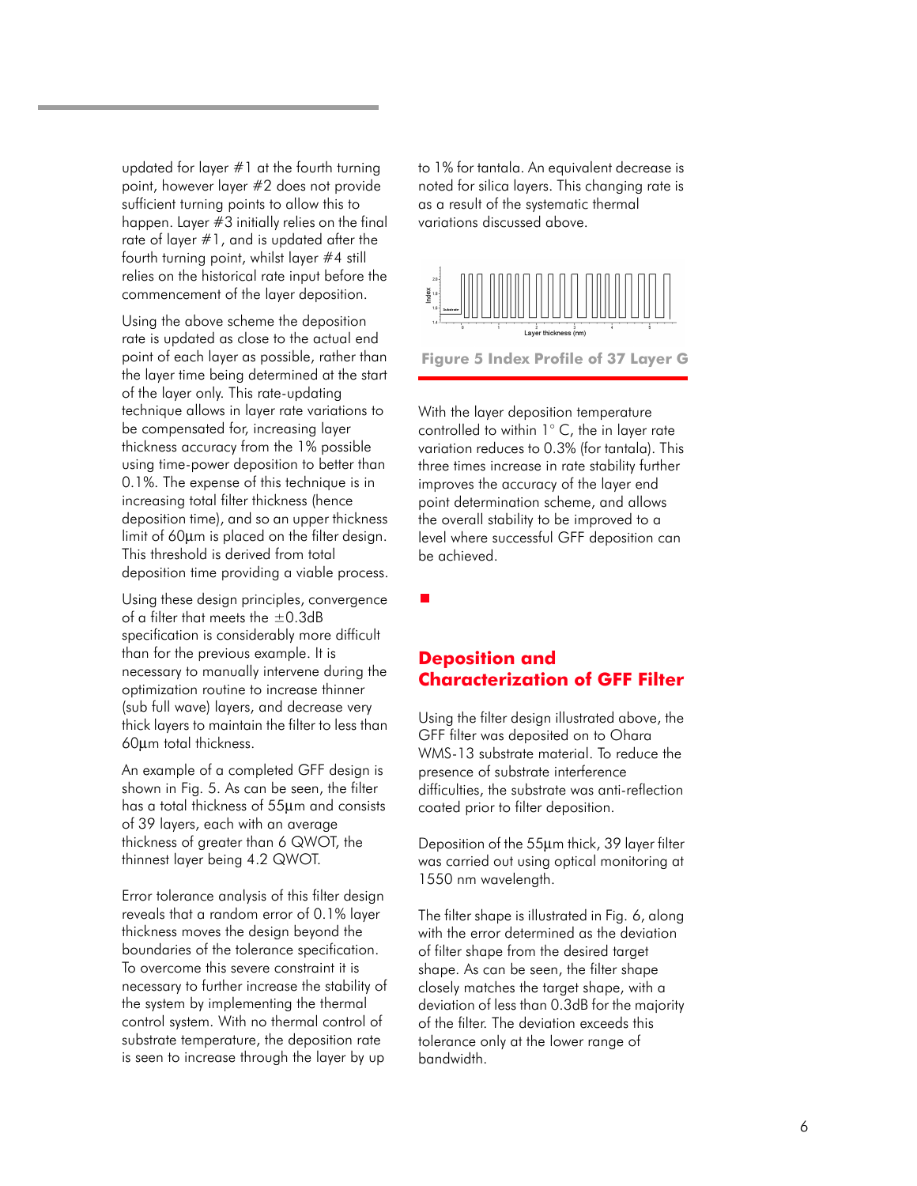updated for layer #1 at the fourth turning point, however layer #2 does not provide sufficient turning points to allow this to happen. Layer #3 initially relies on the final rate of layer #1, and is updated after the fourth turning point, whilst layer #4 still relies on the historical rate input before the commencement of the layer deposition.

Using the above scheme the deposition rate is updated as close to the actual end point of each layer as possible, rather than the layer time being determined at the start of the layer only. This rate-updating technique allows in layer rate variations to be compensated for, increasing layer thickness accuracy from the 1% possible using time-power deposition to better than 0.1%. The expense of this technique is in increasing total filter thickness (hence deposition time), and so an upper thickness limit of 60µm is placed on the filter design. This threshold is derived from total deposition time providing a viable process.

Using these design principles, convergence of a filter that meets the ±0.3dB specification is considerably more difficult than for the previous example. It is necessary to manually intervene during the optimization routine to increase thinner (sub full wave) layers, and decrease very thick layers to maintain the filter to less than 60µm total thickness.

An example of a completed GFF design is shown in Fig. 5. As can be seen, the filter has a total thickness of 55µm and consists of 39 layers, each with an average thickness of greater than 6 QWOT, the thinnest layer being 4.2 QWOT.

Error tolerance analysis of this filter design reveals that a random error of 0.1% layer thickness moves the design beyond the boundaries of the tolerance specification. To overcome this severe constraint it is necessary to further increase the stability of the system by implementing the thermal control system. With no thermal control of substrate temperature, the deposition rate is seen to increase through the layer by up to 1% for tantala. An equivalent decrease is noted for silica layers. This changing rate is as a result of the systematic thermal variations discussed above.

**Figure 5 Index Profile of 37 Layer G**

With the layer deposition temperature controlled to within 1° C, the in layer rate variation reduces to 0.3% (for tantala). This three times increase in rate stability further improves the accuracy of the layer end point determination scheme, and allows the overall stability to be improved to a level where successful GFF deposition can be achieved.

## Deposition and Characterization of GFF Filter

Using the filter design illustrated above, the GFF filter was deposited on to Ohara WMS-13 substrate material. To reduce the presence of substrate interference difficulties, the substrate was anti-reflection coated prior to filter deposition.

Deposition of the 55µm thick, 39 layer filter was carried out using optical monitoring at 1550 nm wavelength.

The filter shape is illustrated in Fig. 6, along with the error determined as the deviation of filter shape from the desired target shape. As can be seen, the filter shape closely matches the target shape, with a deviation of less than 0.3dB for the majority of the filter. The deviation exceeds this tolerance only at the lower range of bandwidth.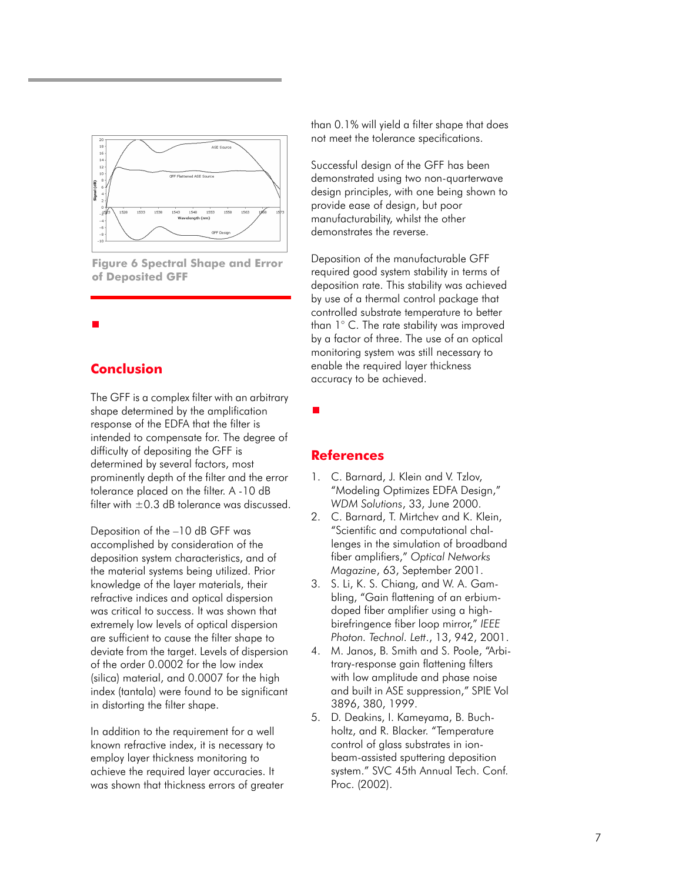Figure 6 Spectral Shape and Error of Deposited GFF

## Conclusion

The GFF is a complex filter with an arbitrary shape determined by the amplification response of the EDFA that the filter is intended to compensate for. The degree of difficulty of depositing the GFF is determined by several factors, most prominently depth of the filter and the error tolerance placed on the filter. A -10 dB filter with ±0.3 dB tolerance was discussed.

Deposition of the –10 dB GFF was accomplished by consideration of the deposition system characteristics, and of the material systems being utilized. Prior knowledge of the layer materials, their refractive indices and optical dispersion was critical to success. It was shown that extremely low levels of optical dispersion are sufficient to cause the filter shape to deviate from the target. Levels of dispersion of the order 0.0002 for the low index (silica) material, and 0.0007 for the high index (tantala) were found to be significant in distorting the filter shape.

In addition to the requirement for a well known refractive index, it is necessary to employ layer thickness monitoring to achieve the required layer accuracies. It was shown that thickness errors of greater than 0.1% will yield a filter shape that does not meet the tolerance specifications.

Successful design of the GFF has been demonstrated using two non-quarterwave design principles, with one being shown to provide ease of design, but poor manufacturability, whilst the other demonstrates the reverse.

Deposition of the manufacturable GFF required good system stability in terms of deposition rate. This stability was achieved by use of a thermal control package that controlled substrate temperature to better than 1° C. The rate stability was improved by a factor of three. The use of an optical monitoring system was still necessary to enable the required layer thickness accuracy to be achieved.

## References

1. C. Barnard, J. Klein and V. Tzlov, "Modeling Optimizes EDFA Design," *WDM Solutions*, 33, June 2000.
2. C. Barnard, T. Mirtchev and K. Klein, "Scientific and computational challenges in the simulation of broadband fiber amplifiers," *Optical Networks Magazine*, 63, September 2001.
3. S. Li, K. S. Chiang, and W. A. Gambling, "Gain flattening of an erbium-doped fiber amplifier using a high-birefringence fiber loop mirror," *IEEE Photon. Technol. Lett.*, 13, 942, 2001.
4. M. Janos, B. Smith and S. Poole, "Arbitrary-response gain flattening filters with low amplitude and phase noise and built in ASE suppression," SPIE Vol 3896, 380, 1999.
5. D. Deakins, I. Kameyama, B. Buchholtz, and R. Blacker. "Temperature control of glass substrates in ion-beam-assisted sputtering deposition system." SVC 45th Annual Tech. Conf. Proc. (2002).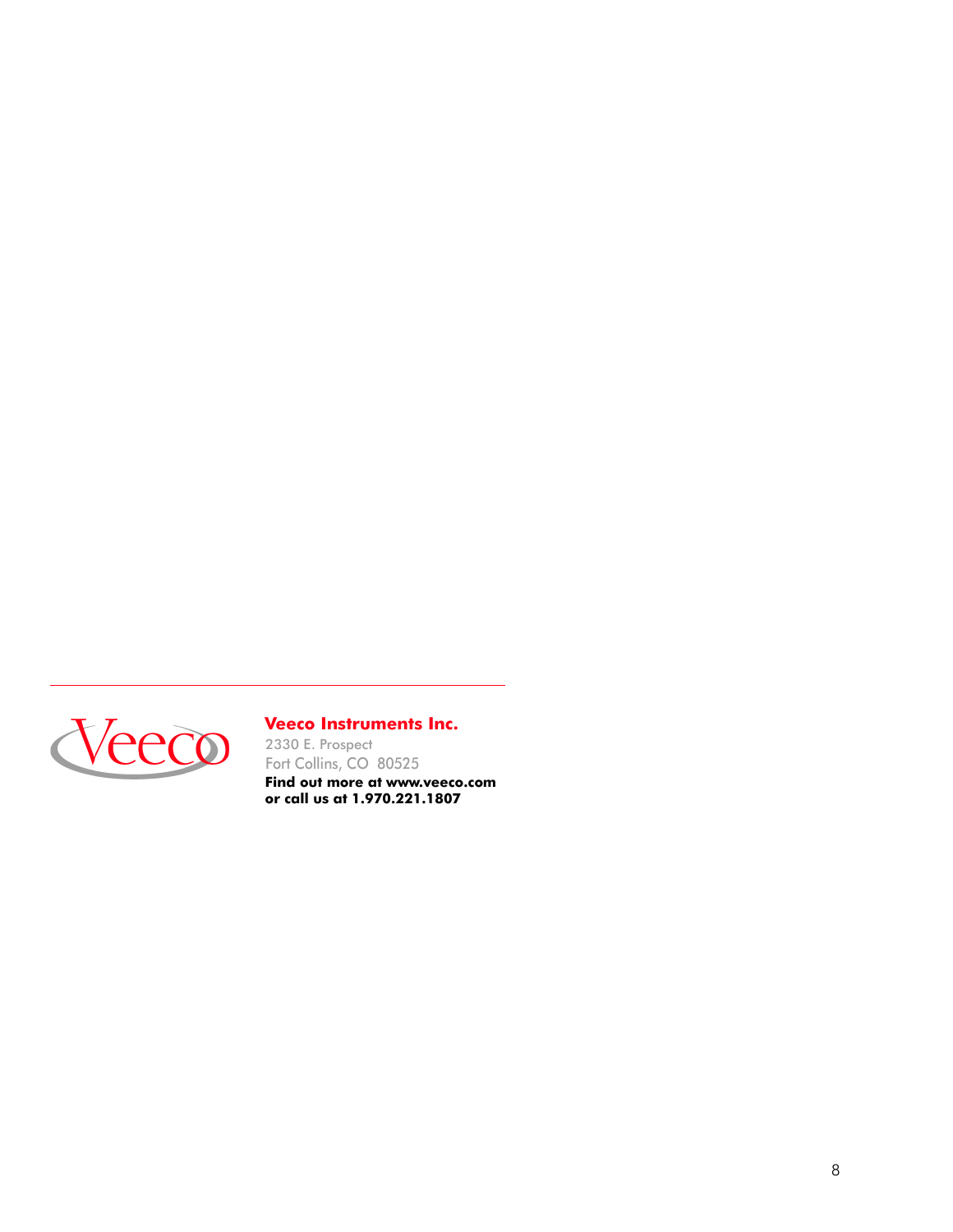Veeco

**Veeco Instruments Inc.**

2330 E. Prospect
Fort Collins, CO 80525

**Find out more at www.veeco.com**
**or call us at 1.970.221.1807**